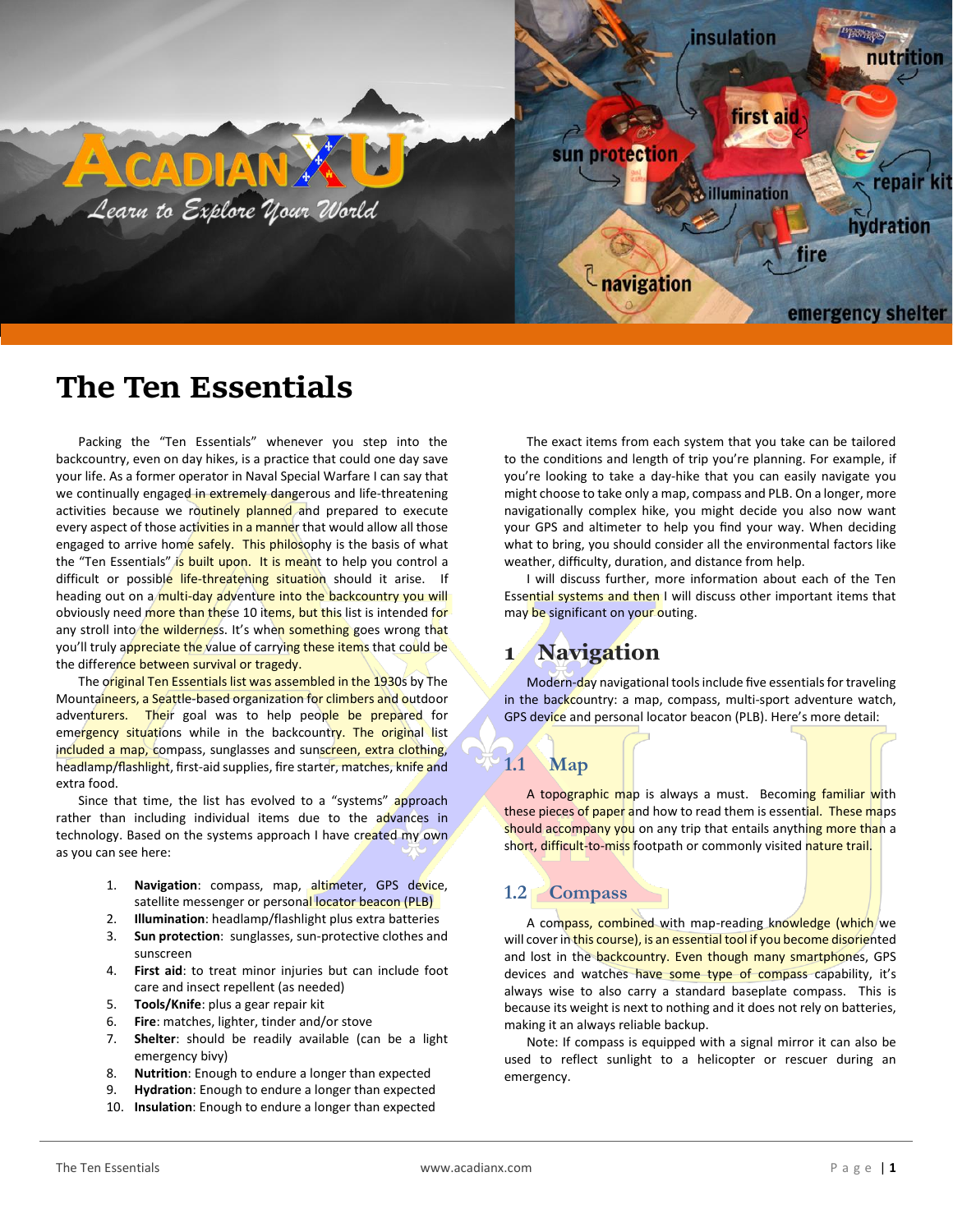# The Ten Essentials

Packing the "Ten Essentials" whenever you step into the backcountry, even on day hikes, is a practice that could one day save your life. As a former operator in Naval Special Warfare I can say that we continually engaged in extremely dangerous and life-threatening activities because we routinely planned and prepared to execute every aspect of those activities in a manner that would allow all those engaged to arrive home safely. This philosophy is the basis of what the "Ten Essentials" is built upon. It is meant to help you control a difficult or possible life-threatening situation should it arise. If heading out on a multi-day adventure into the backcountry you will obviously need more than these 10 items, but this list is intended for any stroll into the wilderness. It's when something goes wrong that you'll truly appreciate the value of carrying these items that could be the difference between survival or tragedy.

The original Ten Essentials list was assembled in the 1930s by The Mountaineers, a Seattle-based organization for climbers and outdoor adventurers. Their goal was to help people be prepared for emergency situations while in the backcountry. The original list included a map, compass, sunglasses and sunscreen, extra clothing, headlamp/flashlight, first-aid supplies, fire starter, matches, knife and extra food.

Since that time, the list has evolved to a "systems" approach rather than including individual items due to the advances in technology. Based on the systems approach I have created my own as you can see here:

1. **Navigation**: compass, map, altimeter, GPS device, satellite messenger or personal locator beacon (PLB)
2. **Illumination**: headlamp/flashlight plus extra batteries
3. **Sun protection**: sunglasses, sun-protective clothes and sunscreen
4. **First aid**: to treat minor injuries but can include foot care and insect repellent (as needed)
5. **Tools/Knife**: plus a gear repair kit
6. **Fire**: matches, lighter, tinder and/or stove
7. **Shelter**: should be readily available (can be a light emergency bivy)
8. **Nutrition**: Enough to endure a longer than expected
9. **Hydration**: Enough to endure a longer than expected
10. **Insulation**: Enough to endure a longer than expected

The exact items from each system that you take can be tailored to the conditions and length of trip you're planning. For example, if you're looking to take a day-hike that you can easily navigate you might choose to take only a map, compass and PLB. On a longer, more navigationally complex hike, you might decide you also now want your GPS and altimeter to help you find your way. When deciding what to bring, you should consider all the environmental factors like weather, difficulty, duration, and distance from help.

I will discuss further, more information about each of the Ten Essential systems and then I will discuss other important items that may be significant on your outing.

## 1 Navigation

Modern-day navigational tools include five essentials for traveling in the backcountry: a map, compass, multi-sport adventure watch, GPS device and personal locator beacon (PLB). Here's more detail:

### 1.1 Map

A topographic map is always a must. Becoming familiar with these pieces of paper and how to read them is essential. These maps should accompany you on any trip that entails anything more than a short, difficult-to-miss footpath or commonly visited nature trail.

### 1.2 Compass

A compass, combined with map-reading knowledge (which we will cover in this course), is an essential tool if you become disoriented and lost in the backcountry. Even though many smartphones, GPS devices and watches have some type of compass capability, it's always wise to also carry a standard baseplate compass. This is because its weight is next to nothing and it does not rely on batteries, making it an always reliable backup.

Note: If compass is equipped with a signal mirror it can also be used to reflect sunlight to a helicopter or rescuer during an emergency.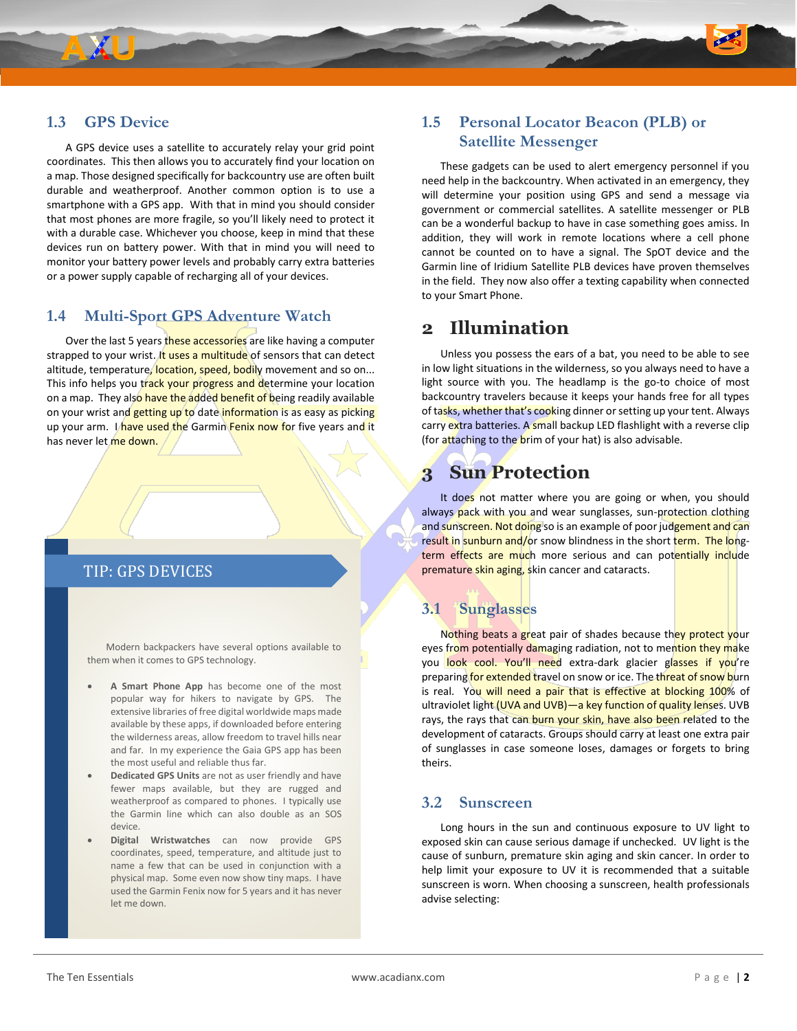### 1.3 GPS Device

A GPS device uses a satellite to accurately relay your grid point coordinates. This then allows you to accurately find your location on a map. Those designed specifically for backcountry use are often built durable and weatherproof. Another common option is to use a smartphone with a GPS app. With that in mind you should consider that most phones are more fragile, so you'll likely need to protect it with a durable case. Whichever you choose, keep in mind that these devices run on battery power. With that in mind you will need to monitor your battery power levels and probably carry extra batteries or a power supply capable of recharging all of your devices.

### 1.4 Multi-Sport GPS Adventure Watch

Over the last 5 years these accessories are like having a computer strapped to your wrist. It uses a multitude of sensors that can detect altitude, temperature, location, speed, bodily movement and so on... This info helps you track your progress and determine your location on a map. They also have the added benefit of being readily available on your wrist and getting up to date information is as easy as picking up your arm. I have used the Garmin Fenix now for five years and it has never let me down.

> **TIP: GPS DEVICES**
>
> Modern backpackers have several options available to them when it comes to GPS technology.
>
> - **A Smart Phone App** has become one of the most popular way for hikers to navigate by GPS. The extensive libraries of free digital worldwide maps made available by these apps, if downloaded before entering the wilderness areas, allow freedom to travel hills near and far. In my experience the Gaia GPS app has been the most useful and reliable thus far.
> - **Dedicated GPS Units** are not as user friendly and have fewer maps available, but they are rugged and weatherproof as compared to phones. I typically use the Garmin line which can also double as an SOS device.
> - **Digital Wristwatches** can now provide GPS coordinates, speed, temperature, and altitude just to name a few that can be used in conjunction with a physical map. Some even now show tiny maps. I have used the Garmin Fenix now for 5 years and it has never let me down.

### 1.5 Personal Locator Beacon (PLB) or Satellite Messenger

These gadgets can be used to alert emergency personnel if you need help in the backcountry. When activated in an emergency, they will determine your position using GPS and send a message via government or commercial satellites. A satellite messenger or PLB can be a wonderful backup to have in case something goes amiss. In addition, they will work in remote locations where a cell phone cannot be counted on to have a signal. The SpOT device and the Garmin line of Iridium Satellite PLB devices have proven themselves in the field. They now also offer a texting capability when connected to your Smart Phone.

## 2 Illumination

Unless you possess the ears of a bat, you need to be able to see in low light situations in the wilderness, so you always need to have a light source with you. The headlamp is the go-to choice of most backcountry travelers because it keeps your hands free for all types of tasks, whether that's cooking dinner or setting up your tent. Always carry extra batteries. A small backup LED flashlight with a reverse clip (for attaching to the brim of your hat) is also advisable.

## 3 Sun Protection

It does not matter where you are going or when, you should always pack with you and wear sunglasses, sun-protection clothing and sunscreen. Not doing so is an example of poor judgement and can result in sunburn and/or snow blindness in the short term. The long-term effects are much more serious and can potentially include premature skin aging, skin cancer and cataracts.

### 3.1 Sunglasses

Nothing beats a great pair of shades because they protect your eyes from potentially damaging radiation, not to mention they make you look cool. You'll need extra-dark glacier glasses if you're preparing for extended travel on snow or ice. The threat of snow burn is real. You will need a pair that is effective at blocking 100% of ultraviolet light (UVA and UVB)—a key function of quality lenses. UVB rays, the rays that can burn your skin, have also been related to the development of cataracts. Groups should carry at least one extra pair of sunglasses in case someone loses, damages or forgets to bring theirs.

### 3.2 Sunscreen

Long hours in the sun and continuous exposure to UV light to exposed skin can cause serious damage if unchecked. UV light is the cause of sunburn, premature skin aging and skin cancer. In order to help limit your exposure to UV it is recommended that a suitable sunscreen is worn. When choosing a sunscreen, health professionals advise selecting: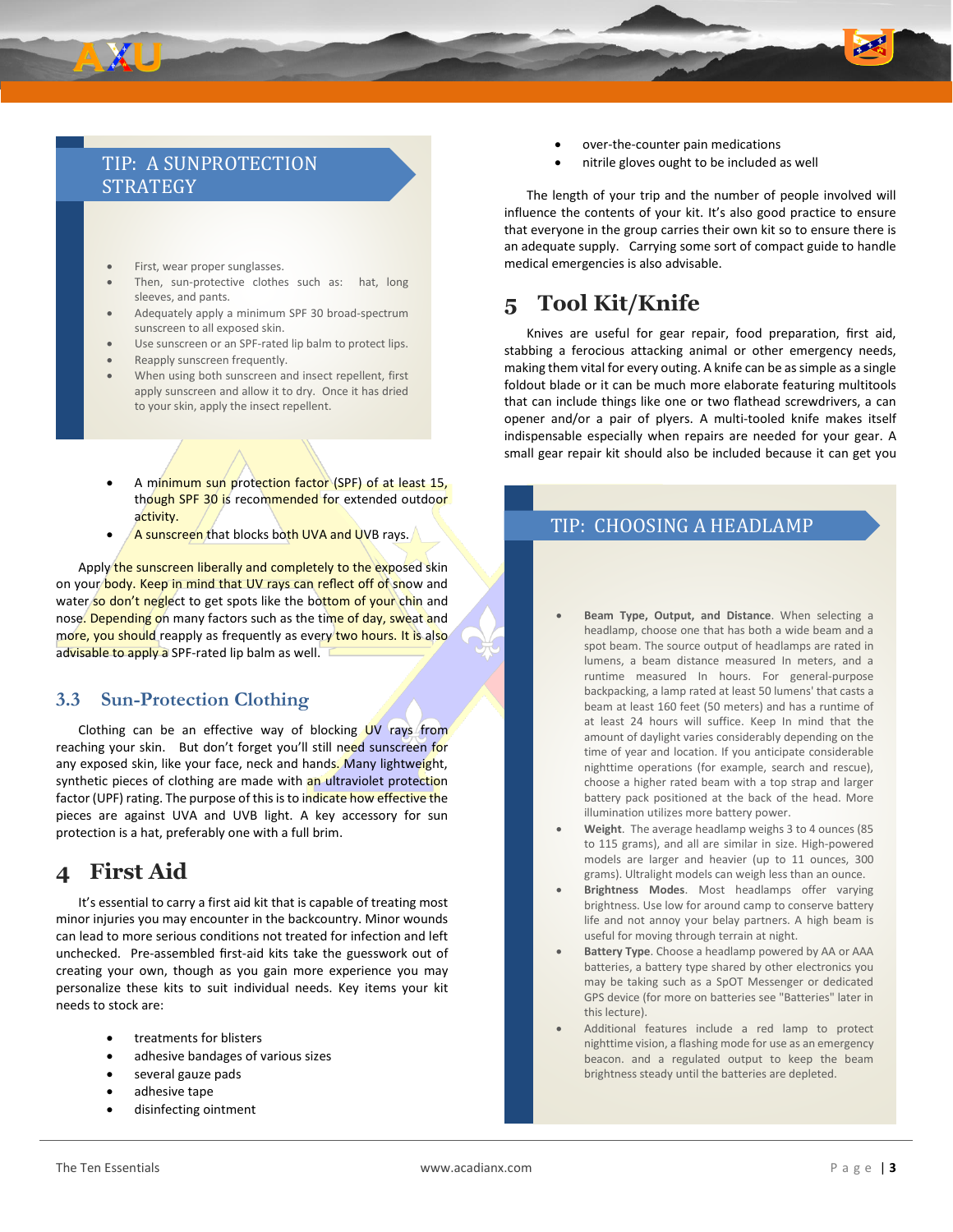> **TIP: A SUNPROTECTION STRATEGY**
>
> - First, wear proper sunglasses.
> - Then, sun-protective clothes such as: hat, long sleeves, and pants.
> - Adequately apply a minimum SPF 30 broad-spectrum sunscreen to all exposed skin.
> - Use sunscreen or an SPF-rated lip balm to protect lips.
> - Reapply sunscreen frequently.
> - When using both sunscreen and insect repellent, first apply sunscreen and allow it to dry. Once it has dried to your skin, apply the insect repellent.

- A minimum sun protection factor (SPF) of at least 15, though SPF 30 is recommended for extended outdoor activity.
- A sunscreen that blocks both UVA and UVB rays.

Apply the sunscreen liberally and completely to the exposed skin on your body. Keep in mind that UV rays can reflect off of snow and water so don't neglect to get spots like the bottom of your chin and nose. Depending on many factors such as the time of day, sweat and more, you should reapply as frequently as every two hours. It is also advisable to apply a SPF-rated lip balm as well.

### 3.3 Sun-Protection Clothing

Clothing can be an effective way of blocking UV rays from reaching your skin. But don't forget you'll still need sunscreen for any exposed skin, like your face, neck and hands. Many lightweight, synthetic pieces of clothing are made with an ultraviolet protection factor (UPF) rating. The purpose of this is to indicate how effective the pieces are against UVA and UVB light. A key accessory for sun protection is a hat, preferably one with a full brim.

## 4 First Aid

It's essential to carry a first aid kit that is capable of treating most minor injuries you may encounter in the backcountry. Minor wounds can lead to more serious conditions not treated for infection and left unchecked. Pre-assembled first-aid kits take the guesswork out of creating your own, though as you gain more experience you may personalize these kits to suit individual needs. Key items your kit needs to stock are:

- treatments for blisters
- adhesive bandages of various sizes
- several gauze pads
- adhesive tape
- disinfecting ointment
- over-the-counter pain medications
- nitrile gloves ought to be included as well

The length of your trip and the number of people involved will influence the contents of your kit. It's also good practice to ensure that everyone in the group carries their own kit so to ensure there is an adequate supply. Carrying some sort of compact guide to handle medical emergencies is also advisable.

## 5 Tool Kit/Knife

Knives are useful for gear repair, food preparation, first aid, stabbing a ferocious attacking animal or other emergency needs, making them vital for every outing. A knife can be as simple as a single foldout blade or it can be much more elaborate featuring multitools that can include things like one or two flathead screwdrivers, a can opener and/or a pair of plyers. A multi-tooled knife makes itself indispensable especially when repairs are needed for your gear. A small gear repair kit should also be included because it can get you

> **TIP: CHOOSING A HEADLAMP**
>
> - **Beam Type, Output, and Distance**. When selecting a headlamp, choose one that has both a wide beam and a spot beam. The source output of headlamps are rated in lumens, a beam distance measured In meters, and a runtime measured In hours. For general-purpose backpacking, a lamp rated at least 50 lumens' that casts a beam at least 160 feet (50 meters) and has a runtime of at least 24 hours will suffice. Keep In mind that the amount of daylight varies considerably depending on the time of year and location. If you anticipate considerable nighttime operations (for example, search and rescue), choose a higher rated beam with a top strap and larger battery pack positioned at the back of the head. More illumination utilizes more battery power.
> - **Weight**. The average headlamp weighs 3 to 4 ounces (85 to 115 grams), and all are similar in size. High-powered models are larger and heavier (up to 11 ounces, 300 grams). Ultralight models can weigh less than an ounce.
> - **Brightness Modes**. Most headlamps offer varying brightness. Use low for around camp to conserve battery life and not annoy your belay partners. A high beam is useful for moving through terrain at night.
> - **Battery Type**. Choose a headlamp powered by AA or AAA batteries, a battery type shared by other electronics you may be taking such as a SpOT Messenger or dedicated GPS device (for more on batteries see "Batteries" later in this lecture).
> - Additional features include a red lamp to protect nighttime vision, a flashing mode for use as an emergency beacon. and a regulated output to keep the beam brightness steady until the batteries are depleted.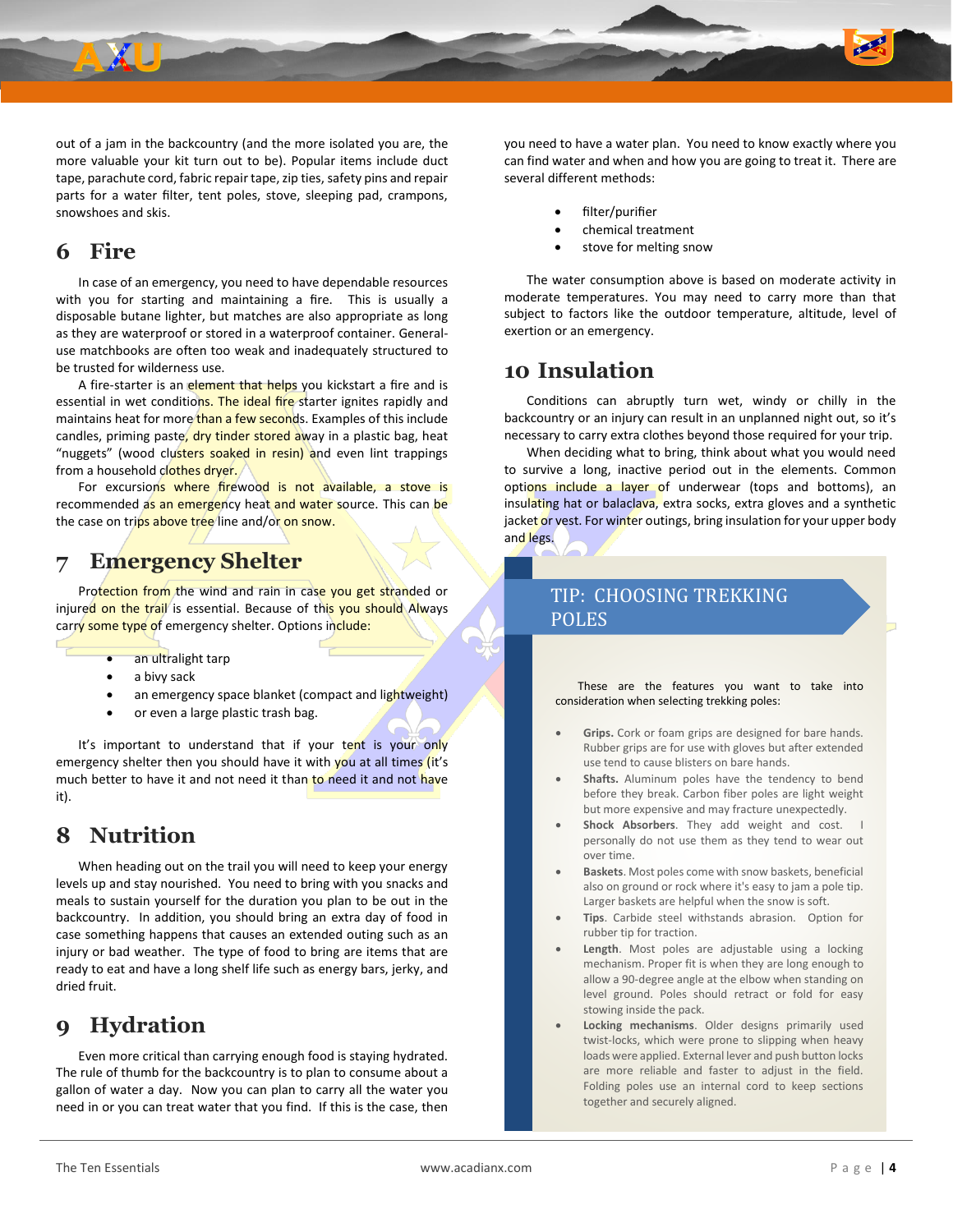out of a jam in the backcountry (and the more isolated you are, the more valuable your kit turn out to be). Popular items include duct tape, parachute cord, fabric repair tape, zip ties, safety pins and repair parts for a water filter, tent poles, stove, sleeping pad, crampons, snowshoes and skis.

## 6 Fire

In case of an emergency, you need to have dependable resources with you for starting and maintaining a fire. This is usually a disposable butane lighter, but matches are also appropriate as long as they are waterproof or stored in a waterproof container. General-use matchbooks are often too weak and inadequately structured to be trusted for wilderness use.

A fire-starter is an element that helps you kickstart a fire and is essential in wet conditions. The ideal fire starter ignites rapidly and maintains heat for more than a few seconds. Examples of this include candles, priming paste, dry tinder stored away in a plastic bag, heat "nuggets" (wood clusters soaked in resin) and even lint trappings from a household clothes dryer.

For excursions where firewood is not available, a stove is recommended as an emergency heat and water source. This can be the case on trips above tree line and/or on snow.

## 7 Emergency Shelter

Protection from the wind and rain in case you get stranded or injured on the trail is essential. Because of this you should Always carry some type of emergency shelter. Options include:

- an ultralight tarp
- a bivy sack
- an emergency space blanket (compact and lightweight)
- or even a large plastic trash bag.

It's important to understand that if your tent is your only emergency shelter then you should have it with you at all times (it's much better to have it and not need it than to need it and not have it).

## 8 Nutrition

When heading out on the trail you will need to keep your energy levels up and stay nourished. You need to bring with you snacks and meals to sustain yourself for the duration you plan to be out in the backcountry. In addition, you should bring an extra day of food in case something happens that causes an extended outing such as an injury or bad weather. The type of food to bring are items that are ready to eat and have a long shelf life such as energy bars, jerky, and dried fruit.

## 9 Hydration

Even more critical than carrying enough food is staying hydrated. The rule of thumb for the backcountry is to plan to consume about a gallon of water a day. Now you can plan to carry all the water you need in or you can treat water that you find. If this is the case, then you need to have a water plan. You need to know exactly where you can find water and when and how you are going to treat it. There are several different methods:

- filter/purifier
- chemical treatment
- stove for melting snow

The water consumption above is based on moderate activity in moderate temperatures. You may need to carry more than that subject to factors like the outdoor temperature, altitude, level of exertion or an emergency.

## 10 Insulation

Conditions can abruptly turn wet, windy or chilly in the backcountry or an injury can result in an unplanned night out, so it's necessary to carry extra clothes beyond those required for your trip.

When deciding what to bring, think about what you would need to survive a long, inactive period out in the elements. Common options include a layer of underwear (tops and bottoms), an insulating hat or balaclava, extra socks, extra gloves and a synthetic jacket or vest. For winter outings, bring insulation for your upper body and legs.

### TIP: CHOOSING TREKKING POLES

These are the features you want to take into consideration when selecting trekking poles:

- **Grips.** Cork or foam grips are designed for bare hands. Rubber grips are for use with gloves but after extended use tend to cause blisters on bare hands.
- **Shafts.** Aluminum poles have the tendency to bend before they break. Carbon fiber poles are light weight but more expensive and may fracture unexpectedly.
- **Shock Absorbers**. They add weight and cost. I personally do not use them as they tend to wear out over time.
- **Baskets**. Most poles come with snow baskets, beneficial also on ground or rock where it's easy to jam a pole tip. Larger baskets are helpful when the snow is soft.
- **Tips**. Carbide steel withstands abrasion. Option for rubber tip for traction.
- **Length**. Most poles are adjustable using a locking mechanism. Proper fit is when they are long enough to allow a 90-degree angle at the elbow when standing on level ground. Poles should retract or fold for easy stowing inside the pack.
- **Locking mechanisms**. Older designs primarily used twist-locks, which were prone to slipping when heavy loads were applied. External lever and push button locks are more reliable and faster to adjust in the field. Folding poles use an internal cord to keep sections together and securely aligned.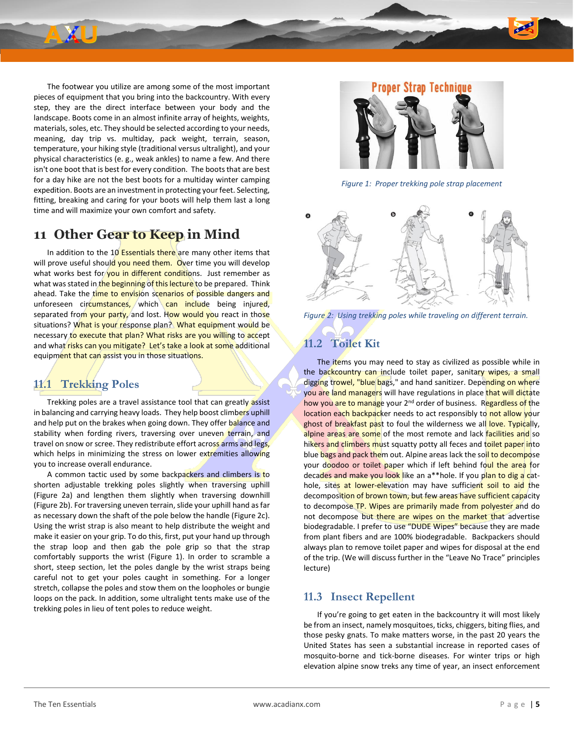The footwear you utilize are among some of the most important pieces of equipment that you bring into the backcountry. With every step, they are the direct interface between your body and the landscape. Boots come in an almost infinite array of heights, weights, materials, soles, etc. They should be selected according to your needs, meaning, day trip vs. multiday, pack weight, terrain, season, temperature, your hiking style (traditional versus ultralight), and your physical characteristics (e. g., weak ankles) to name a few. And there isn't one boot that is best for every condition. The boots that are best for a day hike are not the best boots for a multiday winter camping expedition. Boots are an investment in protecting your feet. Selecting, fitting, breaking and caring for your boots will help them last a long time and will maximize your own comfort and safety.

## 11 Other Gear to Keep in Mind

In addition to the 10 Essentials there are many other items that will prove useful should you need them. Over time you will develop what works best for you in different conditions. Just remember as what was stated in the beginning of this lecture to be prepared. Think ahead. Take the time to envision scenarios of possible dangers and unforeseen circumstances, which can include being injured, separated from your party, and lost. How would you react in those situations? What is your response plan? What equipment would be necessary to execute that plan? What risks are you willing to accept and what risks can you mitigate? Let's take a look at some additional equipment that can assist you in those situations.

### 11.1 Trekking Poles

Trekking poles are a travel assistance tool that can greatly assist in balancing and carrying heavy loads. They help boost climbers uphill and help put on the brakes when going down. They offer balance and stability when fording rivers, traversing over uneven terrain, and travel on snow or scree. They redistribute effort across arms and legs, which helps in minimizing the stress on lower extremities allowing you to increase overall endurance.

A common tactic used by some backpackers and climbers is to shorten adjustable trekking poles slightly when traversing uphill (Figure 2a) and lengthen them slightly when traversing downhill (Figure 2b). For traversing uneven terrain, slide your uphill hand as far as necessary down the shaft of the pole below the handle (Figure 2c). Using the wrist strap is also meant to help distribute the weight and make it easier on your grip. To do this, first, put your hand up through the strap loop and then gab the pole grip so that the strap comfortably supports the wrist (Figure 1). In order to scramble a short, steep section, let the poles dangle by the wrist straps being careful not to get your poles caught in something. For a longer stretch, collapse the poles and stow them on the loopholes or bungie loops on the pack. In addition, some ultralight tents make use of the trekking poles in lieu of tent poles to reduce weight.

*Figure 1: Proper trekking pole strap placement*

*Figure 2: Using trekking poles while traveling on different terrain.*

### 11.2 Toilet Kit

The items you may need to stay as civilized as possible while in the backcountry can include toilet paper, sanitary wipes, a small digging trowel, "blue bags," and hand sanitizer. Depending on where you are land managers will have regulations in place that will dictate how you are to manage your 2nd order of business. Regardless of the location each backpacker needs to act responsibly to not allow your ghost of breakfast past to foul the wilderness we all love. Typically, alpine areas are some of the most remote and lack facilities and so hikers and climbers must squatty potty all feces and toilet paper into blue bags and pack them out. Alpine areas lack the soil to decompose your doodoo or toilet paper which if left behind foul the area for decades and make you look like an a**hole. If you plan to dig a cat-hole, sites at lower-elevation may have sufficient soil to aid the decomposition of brown town, but few areas have sufficient capacity to decompose TP. Wipes are primarily made from polyester and do not decompose but there are wipes on the market that advertise biodegradable. I prefer to use "DUDE Wipes" because they are made from plant fibers and are 100% biodegradable. Backpackers should always plan to remove toilet paper and wipes for disposal at the end of the trip. (We will discuss further in the "Leave No Trace" principles lecture)

### 11.3 Insect Repellent

If you're going to get eaten in the backcountry it will most likely be from an insect, namely mosquitoes, ticks, chiggers, biting flies, and those pesky gnats. To make matters worse, in the past 20 years the United States has seen a substantial increase in reported cases of mosquito-borne and tick-borne diseases. For winter trips or high elevation alpine snow treks any time of year, an insect enforcement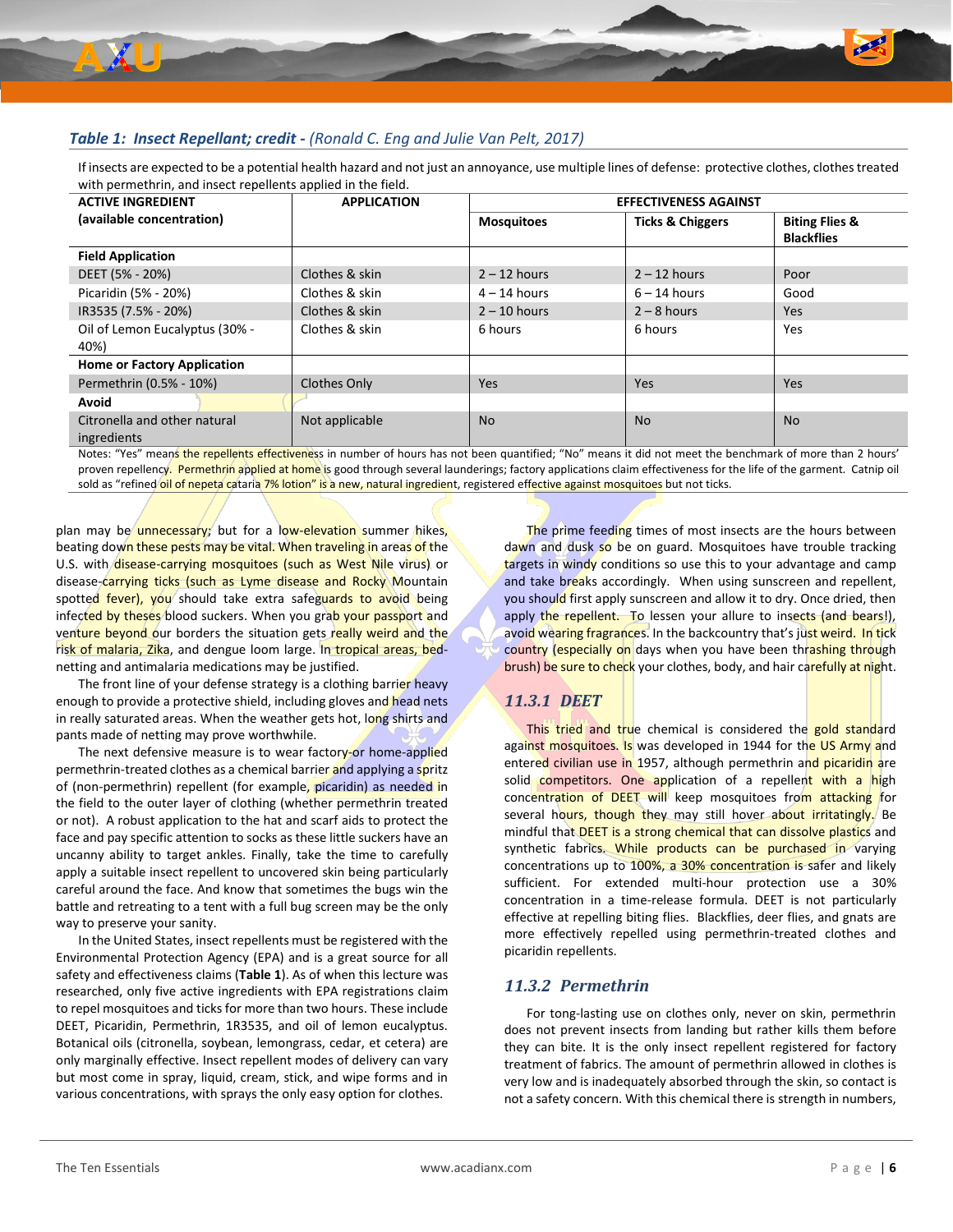***Table 1: Insect Repellant; credit -** (Ronald C. Eng and Julie Van Pelt, 2017)*

If insects are expected to be a potential health hazard and not just an annoyance, use multiple lines of defense: protective clothes, clothes treated with permethrin, and insect repellents applied in the field.

| ACTIVE INGREDIENT (available concentration) | APPLICATION | EFFECTIVENESS AGAINST | | |
|---|---|---|---|---|
| | | Mosquitoes | Ticks & Chiggers | Biting Flies & Blackflies |
| **Field Application** | | | | |
| DEET (5% - 20%) | Clothes & skin | 2 – 12 hours | 2 – 12 hours | Poor |
| Picaridin (5% - 20%) | Clothes & skin | 4 – 14 hours | 6 – 14 hours | Good |
| IR3535 (7.5% - 20%) | Clothes & skin | 2 – 10 hours | 2 – 8 hours | Yes |
| Oil of Lemon Eucalyptus (30% - 40%) | Clothes & skin | 6 hours | 6 hours | Yes |
| **Home or Factory Application** | | | | |
| Permethrin (0.5% - 10%) | Clothes Only | Yes | Yes | Yes |
| **Avoid** | | | | |
| Citronella and other natural ingredients | Not applicable | No | No | No |

Notes: "Yes" means the repellents effectiveness in number of hours has not been quantified; "No" means it did not meet the benchmark of more than 2 hours' proven repellency. Permethrin applied at home is good through several launderings; factory applications claim effectiveness for the life of the garment. Catnip oil sold as "refined oil of nepeta cataria 7% lotion" is a new, natural ingredient, registered effective against mosquitoes but not ticks.

plan may be unnecessary; but for a low-elevation summer hikes, beating down these pests may be vital. When traveling in areas of the U.S. with disease-carrying mosquitoes (such as West Nile virus) or disease-carrying ticks (such as Lyme disease and Rocky Mountain spotted fever), you should take extra safeguards to avoid being infected by theses blood suckers. When you grab your passport and venture beyond our borders the situation gets really weird and the risk of malaria, Zika, and dengue loom large. In tropical areas, bed-netting and antimalaria medications may be justified.

The front line of your defense strategy is a clothing barrier heavy enough to provide a protective shield, including gloves and head nets in really saturated areas. When the weather gets hot, long shirts and pants made of netting may prove worthwhile.

The next defensive measure is to wear factory-or home-applied permethrin-treated clothes as a chemical barrier and applying a spritz of (non-permethrin) repellent (for example, picaridin) as needed in the field to the outer layer of clothing (whether permethrin treated or not). A robust application to the hat and scarf aids to protect the face and pay specific attention to socks as these little suckers have an uncanny ability to target ankles. Finally, take the time to carefully apply a suitable insect repellent to uncovered skin being particularly careful around the face. And know that sometimes the bugs win the battle and retreating to a tent with a full bug screen may be the only way to preserve your sanity.

In the United States, insect repellents must be registered with the Environmental Protection Agency (EPA) and is a great source for all safety and effectiveness claims (**Table 1**). As of when this lecture was researched, only five active ingredients with EPA registrations claim to repel mosquitoes and ticks for more than two hours. These include DEET, Picaridin, Permethrin, 1R3535, and oil of lemon eucalyptus. Botanical oils (citronella, soybean, lemongrass, cedar, et cetera) are only marginally effective. Insect repellent modes of delivery can vary but most come in spray, liquid, cream, stick, and wipe forms and in various concentrations, with sprays the only easy option for clothes.

The prime feeding times of most insects are the hours between dawn and dusk so be on guard. Mosquitoes have trouble tracking targets in windy conditions so use this to your advantage and camp and take breaks accordingly. When using sunscreen and repellent, you should first apply sunscreen and allow it to dry. Once dried, then apply the repellent. To lessen your allure to insects (and bears!), avoid wearing fragrances. In the backcountry that's just weird. In tick country (especially on days when you have been thrashing through brush) be sure to check your clothes, body, and hair carefully at night.

## *11.3.1 DEET*

This tried and true chemical is considered the gold standard against mosquitoes. Is was developed in 1944 for the US Army and entered civilian use in 1957, although permethrin and picaridin are solid competitors. One application of a repellent with a high concentration of DEET will keep mosquitoes from attacking for several hours, though they may still hover about irritatingly. Be mindful that DEET is a strong chemical that can dissolve plastics and synthetic fabrics. While products can be purchased in varying concentrations up to 100%, a 30% concentration is safer and likely sufficient. For extended multi-hour protection use a 30% concentration in a time-release formula. DEET is not particularly effective at repelling biting flies. Blackflies, deer flies, and gnats are more effectively repelled using permethrin-treated clothes and picaridin repellents.

## *11.3.2 Permethrin*

For tong-lasting use on clothes only, never on skin, permethrin does not prevent insects from landing but rather kills them before they can bite. It is the only insect repellent registered for factory treatment of fabrics. The amount of permethrin allowed in clothes is very low and is inadequately absorbed through the skin, so contact is not a safety concern. With this chemical there is strength in numbers,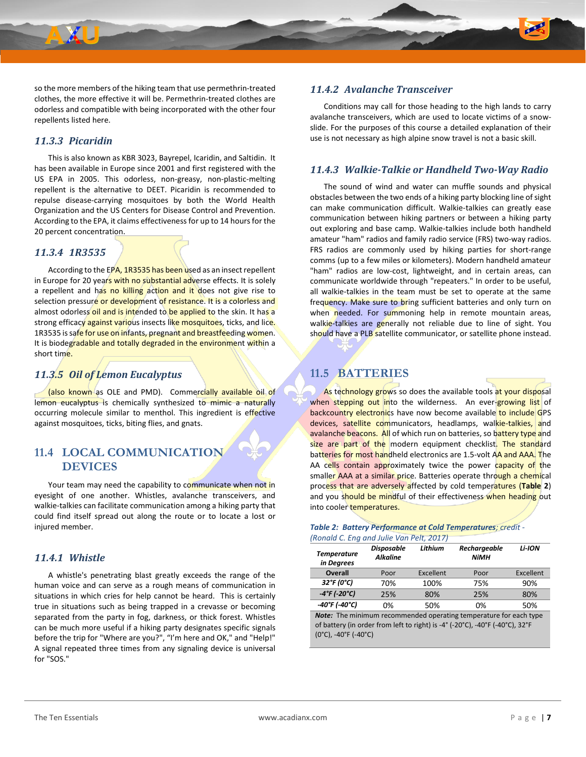so the more members of the hiking team that use permethrin-treated clothes, the more effective it will be. Permethrin-treated clothes are odorless and compatible with being incorporated with the other four repellents listed here.

### 11.3.3 Picaridin

This is also known as KBR 3023, Bayrepel, Icaridin, and Saltidin. It has been available in Europe since 2001 and first registered with the US EPA in 2005. This odorless, non-greasy, non-plastic-melting repellent is the alternative to DEET. Picaridin is recommended to repulse disease-carrying mosquitoes by both the World Health Organization and the US Centers for Disease Control and Prevention. According to the EPA, it claims effectiveness for up to 14 hours for the 20 percent concentration.

### 11.3.4 1R3535

According to the EPA, 1R3535 has been used as an insect repellent in Europe for 20 years with no substantial adverse effects. It is solely a repellent and has no killing action and it does not give rise to selection pressure or development of resistance. It is a colorless and almost odorless oil and is intended to be applied to the skin. It has a strong efficacy against various insects like mosquitoes, ticks, and lice. 1R3535 is safe for use on infants, pregnant and breastfeeding women. It is biodegradable and totally degraded in the environment within a short time.

### 11.3.5 Oil of Lemon Eucalyptus

(also known as OLE and PMD). Commercially available oil of lemon eucalyptus is chemically synthesized to mimic a naturally occurring molecule similar to menthol. This ingredient is effective against mosquitoes, ticks, biting flies, and gnats.

## 11.4 LOCAL COMMUNICATION DEVICES

Your team may need the capability to communicate when not in eyesight of one another. Whistles, avalanche transceivers, and walkie-talkies can facilitate communication among a hiking party that could find itself spread out along the route or to locate a lost or injured member.

### 11.4.1 Whistle

A whistle's penetrating blast greatly exceeds the range of the human voice and can serve as a rough means of communication in situations in which cries for help cannot be heard. This is certainly true in situations such as being trapped in a crevasse or becoming separated from the party in fog, darkness, or thick forest. Whistles can be much more useful if a hiking party designates specific signals before the trip for "Where are you?", "I'm here and OK," and "Help!" A signal repeated three times from any signaling device is universal for "SOS."

### 11.4.2 Avalanche Transceiver

Conditions may call for those heading to the high lands to carry avalanche transceivers, which are used to locate victims of a snow-slide. For the purposes of this course a detailed explanation of their use is not necessary as high alpine snow travel is not a basic skill.

### 11.4.3 Walkie-Talkie or Handheld Two-Way Radio

The sound of wind and water can muffle sounds and physical obstacles between the two ends of a hiking party blocking line of sight can make communication difficult. Walkie-talkies can greatly ease communication between hiking partners or between a hiking party out exploring and base camp. Walkie-talkies include both handheld amateur "ham" radios and family radio service (FRS) two-way radios. FRS radios are commonly used by hiking parties for short-range comms (up to a few miles or kilometers). Modern handheld amateur "ham" radios are low-cost, lightweight, and in certain areas, can communicate worldwide through "repeaters." In order to be useful, all walkie-talkies in the team must be set to operate at the same frequency. Make sure to bring sufficient batteries and only turn on when needed. For summoning help in remote mountain areas, walkie-talkies are generally not reliable due to line of sight. You should have a PLB satellite communicator, or satellite phone instead.

## 11.5 BATTERIES

As technology grows so does the available tools at your disposal when stepping out into the wilderness. An ever-growing list of backcountry electronics have now become available to include GPS devices, satellite communicators, headlamps, walkie-talkies, and avalanche beacons. All of which run on batteries, so battery type and size are part of the modern equipment checklist. The standard batteries for most handheld electronics are 1.5-volt AA and AAA. The AA cells contain approximately twice the power capacity of the smaller AAA at a similar price. Batteries operate through a chemical process that are adversely affected by cold temperatures (**Table 2**) and you should be mindful of their effectiveness when heading out into cooler temperatures.

*Table 2: Battery Performance at Cold Temperatures; credit - (Ronald C. Eng and Julie Van Pelt, 2017)*

| Temperature in Degrees | Disposable Alkaline | Lithium | Rechargeable NiMH | Li-ION |
|---|---|---|---|---|
| **Overall** | Poor | Excellent | Poor | Excellent |
| ***32°F (0°C)*** | 70% | 100% | 75% | 90% |
| ***-4°F (-20°C)*** | 25% | 80% | 25% | 80% |
| ***-40°F (-40°C)*** | 0% | 50% | 0% | 50% |

***Note:*** The minimum recommended operating temperature for each type of battery (in order from left to right) is -4° (-20°C), -40°F (-40°C), 32°F (0°C), -40°F (-40°C)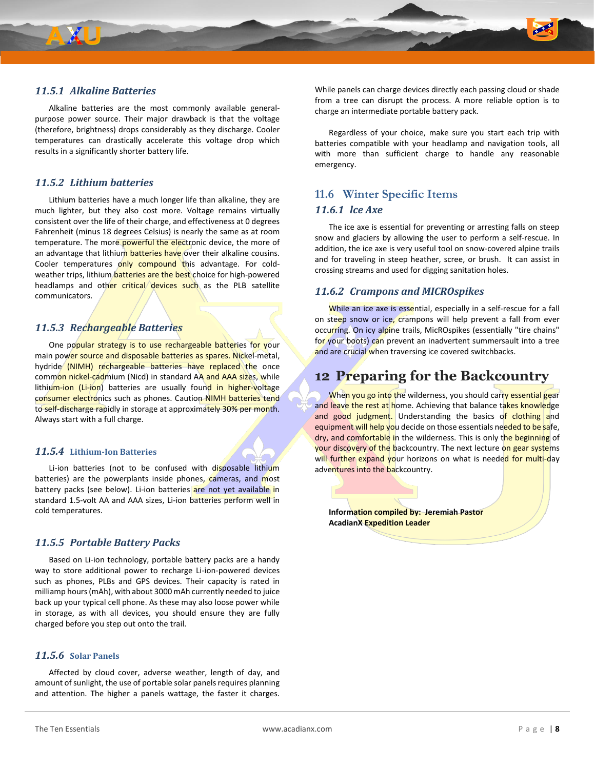### 11.5.1 Alkaline Batteries

Alkaline batteries are the most commonly available general-purpose power source. Their major drawback is that the voltage (therefore, brightness) drops considerably as they discharge. Cooler temperatures can drastically accelerate this voltage drop which results in a significantly shorter battery life.

### 11.5.2 Lithium batteries

Lithium batteries have a much longer life than alkaline, they are much lighter, but they also cost more. Voltage remains virtually consistent over the life of their charge, and effectiveness at 0 degrees Fahrenheit (minus 18 degrees Celsius) is nearly the same as at room temperature. The more powerful the electronic device, the more of an advantage that lithium batteries have over their alkaline cousins. Cooler temperatures only compound this advantage. For cold-weather trips, lithium batteries are the best choice for high-powered headlamps and other critical devices such as the PLB satellite communicators.

### 11.5.3 Rechargeable Batteries

One popular strategy is to use rechargeable batteries for your main power source and disposable batteries as spares. Nickel-metal, hydride (NIMH) rechargeable batteries have replaced the once common nickel-cadmium (Nicd) in standard AA and AAA sizes, while lithium-ion (Li-ion) batteries are usually found in higher-voltage consumer electronics such as phones. Caution NIMH batteries tend to self-discharge rapidly in storage at approximately 30% per month. Always start with a full charge.

### 11.5.4 Lithium-Ion Batteries

Li-ion batteries (not to be confused with disposable lithium batteries) are the powerplants inside phones, cameras, and most battery packs (see below). Li-ion batteries are not yet available in standard 1.5-volt AA and AAA sizes, Li-ion batteries perform well in cold temperatures.

### 11.5.5 Portable Battery Packs

Based on Li-ion technology, portable battery packs are a handy way to store additional power to recharge Li-ion-powered devices such as phones, PLBs and GPS devices. Their capacity is rated in milliamp hours (mAh), with about 3000 mAh currently needed to juice back up your typical cell phone. As these may also loose power while in storage, as with all devices, you should ensure they are fully charged before you step out onto the trail.

### 11.5.6 Solar Panels

Affected by cloud cover, adverse weather, length of day, and amount of sunlight, the use of portable solar panels requires planning and attention. The higher a panels wattage, the faster it charges. While panels can charge devices directly each passing cloud or shade from a tree can disrupt the process. A more reliable option is to charge an intermediate portable battery pack.

Regardless of your choice, make sure you start each trip with batteries compatible with your headlamp and navigation tools, all with more than sufficient charge to handle any reasonable emergency.

## 11.6 Winter Specific Items

### 11.6.1 Ice Axe

The ice axe is essential for preventing or arresting falls on steep snow and glaciers by allowing the user to perform a self-rescue. In addition, the ice axe is very useful tool on snow-covered alpine trails and for traveling in steep heather, scree, or brush. It can assist in crossing streams and used for digging sanitation holes.

### 11.6.2 Crampons and MICROspikes

While an ice axe is essential, especially in a self-rescue for a fall on steep snow or ice, crampons will help prevent a fall from ever occurring. On icy alpine trails, MicROspikes (essentially "tire chains" for your boots) can prevent an inadvertent summersault into a tree and are crucial when traversing ice covered switchbacks.

# 12 Preparing for the Backcountry

When you go into the wilderness, you should carry essential gear and leave the rest at home. Achieving that balance takes knowledge and good judgment. Understanding the basics of clothing and equipment will help you decide on those essentials needed to be safe, dry, and comfortable in the wilderness. This is only the beginning of your discovery of the backcountry. The next lecture on gear systems will further expand your horizons on what is needed for multi-day adventures into the backcountry.

**Information compiled by: Jeremiah Pastor**
**AcadianX Expedition Leader**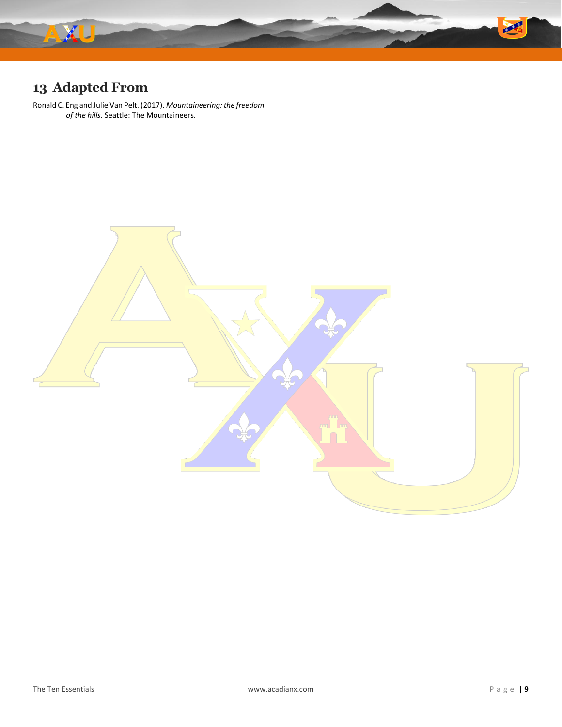## 13 Adapted From

Ronald C. Eng and Julie Van Pelt. (2017). *Mountaineering: the freedom of the hills.* Seattle: The Mountaineers.